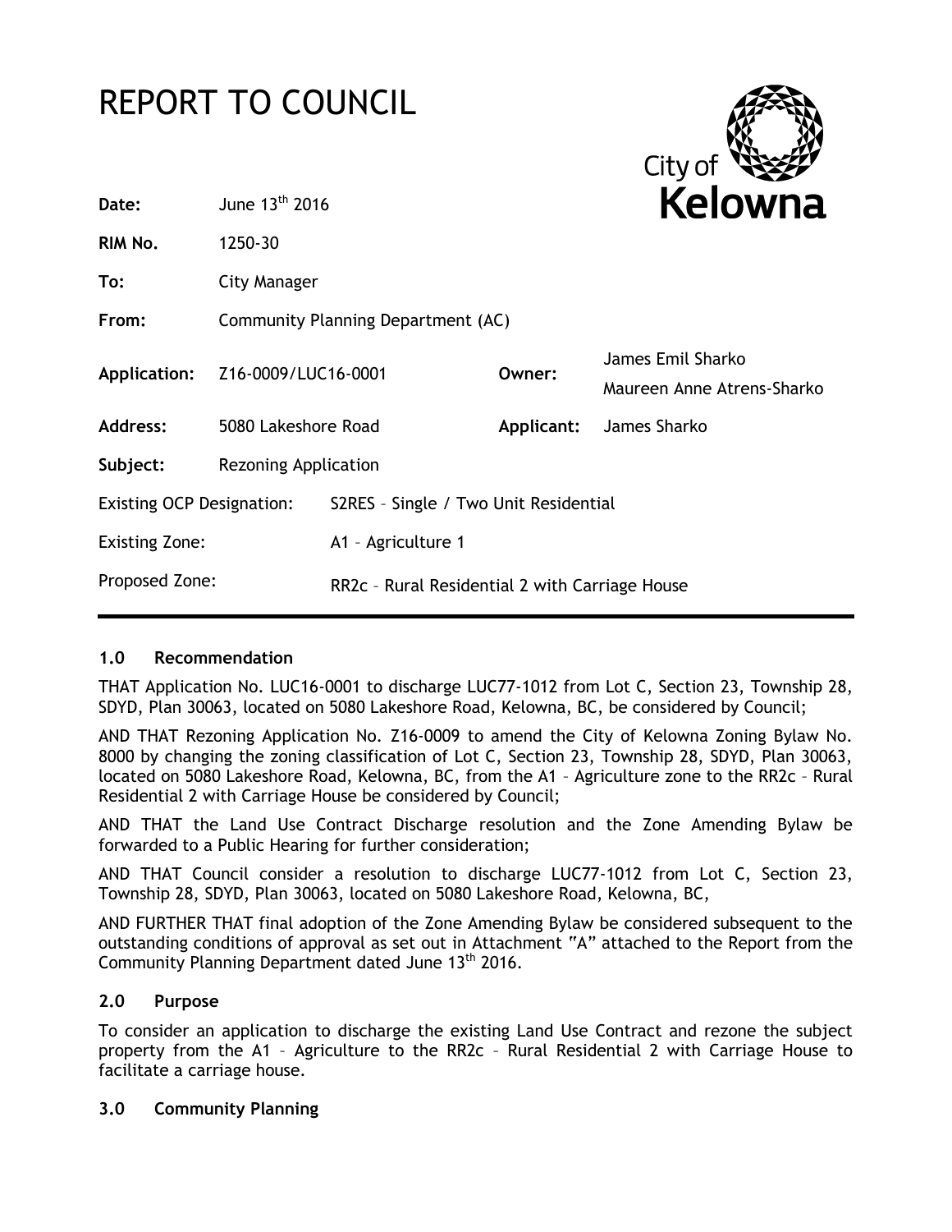# REPORT TO COUNCIL

City of **Kelowna**

| | | | |
|---|---|---|---|
| **Date:** | June 13th 2016 | | |
| **RIM No.** | 1250-30 | | |
| **To:** | City Manager | | |
| **From:** | Community Planning Department (AC) | | |
| **Application:** | Z16-0009/LUC16-0001 | **Owner:** | James Emil Sharko<br>Maureen Anne Atrens-Sharko |
| **Address:** | 5080 Lakeshore Road | **Applicant:** | James Sharko |
| **Subject:** | Rezoning Application | | |
| Existing OCP Designation: | S2RES – Single / Two Unit Residential | | |
| Existing Zone: | A1 – Agriculture 1 | | |
| Proposed Zone: | RR2c – Rural Residential 2 with Carriage House | | |

## 1.0 Recommendation

THAT Application No. LUC16-0001 to discharge LUC77-1012 from Lot C, Section 23, Township 28, SDYD, Plan 30063, located on 5080 Lakeshore Road, Kelowna, BC, be considered by Council;

AND THAT Rezoning Application No. Z16-0009 to amend the City of Kelowna Zoning Bylaw No. 8000 by changing the zoning classification of Lot C, Section 23, Township 28, SDYD, Plan 30063, located on 5080 Lakeshore Road, Kelowna, BC, from the A1 – Agriculture zone to the RR2c – Rural Residential 2 with Carriage House be considered by Council;

AND THAT the Land Use Contract Discharge resolution and the Zone Amending Bylaw be forwarded to a Public Hearing for further consideration;

AND THAT Council consider a resolution to discharge LUC77-1012 from Lot C, Section 23, Township 28, SDYD, Plan 30063, located on 5080 Lakeshore Road, Kelowna, BC,

AND FURTHER THAT final adoption of the Zone Amending Bylaw be considered subsequent to the outstanding conditions of approval as set out in Attachment "A" attached to the Report from the Community Planning Department dated June 13th 2016.

## 2.0 Purpose

To consider an application to discharge the existing Land Use Contract and rezone the subject property from the A1 – Agriculture to the RR2c – Rural Residential 2 with Carriage House to facilitate a carriage house.

## 3.0 Community Planning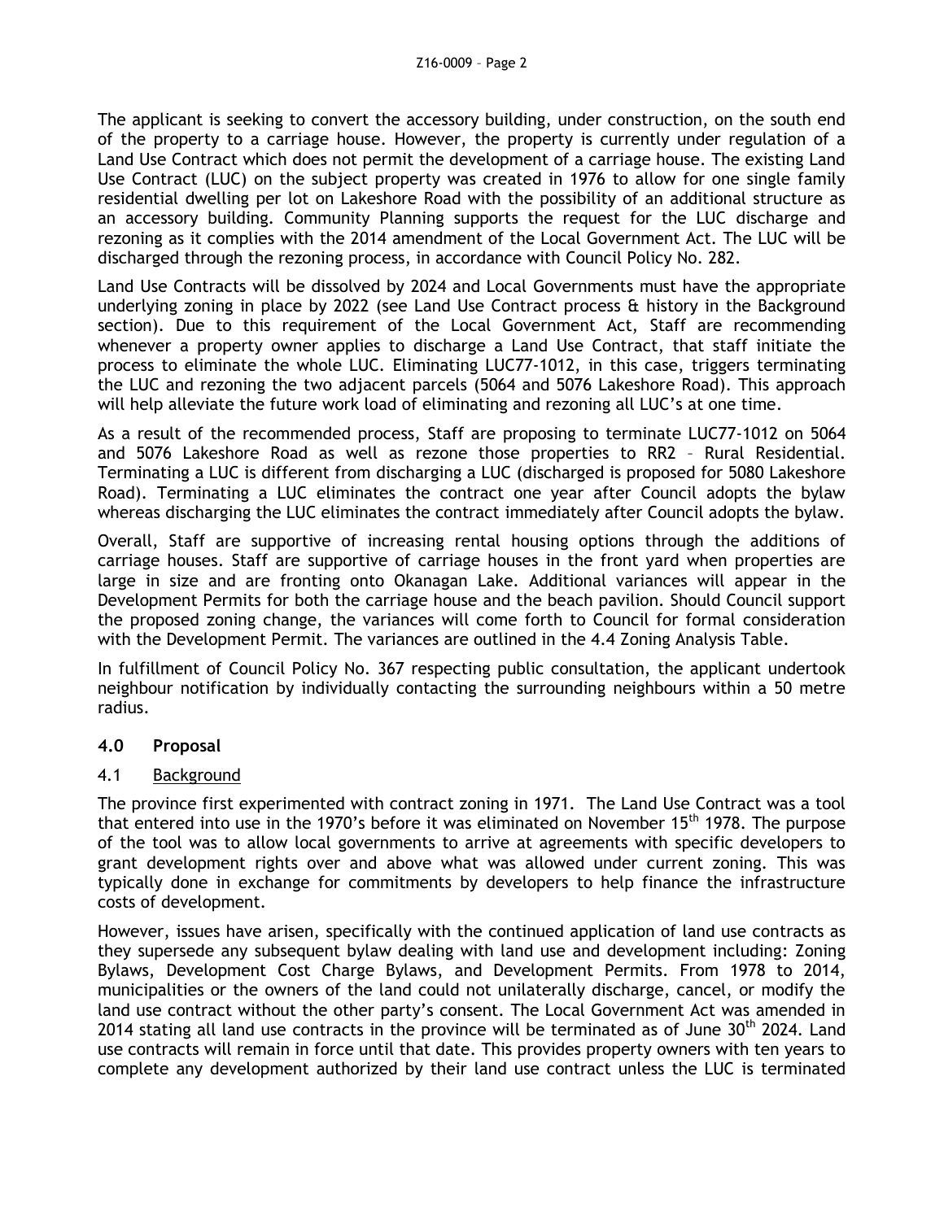The applicant is seeking to convert the accessory building, under construction, on the south end of the property to a carriage house. However, the property is currently under regulation of a Land Use Contract which does not permit the development of a carriage house. The existing Land Use Contract (LUC) on the subject property was created in 1976 to allow for one single family residential dwelling per lot on Lakeshore Road with the possibility of an additional structure as an accessory building. Community Planning supports the request for the LUC discharge and rezoning as it complies with the 2014 amendment of the Local Government Act. The LUC will be discharged through the rezoning process, in accordance with Council Policy No. 282.

Land Use Contracts will be dissolved by 2024 and Local Governments must have the appropriate underlying zoning in place by 2022 (see Land Use Contract process & history in the Background section). Due to this requirement of the Local Government Act, Staff are recommending whenever a property owner applies to discharge a Land Use Contract, that staff initiate the process to eliminate the whole LUC. Eliminating LUC77-1012, in this case, triggers terminating the LUC and rezoning the two adjacent parcels (5064 and 5076 Lakeshore Road). This approach will help alleviate the future work load of eliminating and rezoning all LUC's at one time.

As a result of the recommended process, Staff are proposing to terminate LUC77-1012 on 5064 and 5076 Lakeshore Road as well as rezone those properties to RR2 – Rural Residential. Terminating a LUC is different from discharging a LUC (discharged is proposed for 5080 Lakeshore Road). Terminating a LUC eliminates the contract one year after Council adopts the bylaw whereas discharging the LUC eliminates the contract immediately after Council adopts the bylaw.

Overall, Staff are supportive of increasing rental housing options through the additions of carriage houses. Staff are supportive of carriage houses in the front yard when properties are large in size and are fronting onto Okanagan Lake. Additional variances will appear in the Development Permits for both the carriage house and the beach pavilion. Should Council support the proposed zoning change, the variances will come forth to Council for formal consideration with the Development Permit. The variances are outlined in the 4.4 Zoning Analysis Table.

In fulfillment of Council Policy No. 367 respecting public consultation, the applicant undertook neighbour notification by individually contacting the surrounding neighbours within a 50 metre radius.

## 4.0 Proposal

### 4.1 Background

The province first experimented with contract zoning in 1971. The Land Use Contract was a tool that entered into use in the 1970's before it was eliminated on November 15th 1978. The purpose of the tool was to allow local governments to arrive at agreements with specific developers to grant development rights over and above what was allowed under current zoning. This was typically done in exchange for commitments by developers to help finance the infrastructure costs of development.

However, issues have arisen, specifically with the continued application of land use contracts as they supersede any subsequent bylaw dealing with land use and development including: Zoning Bylaws, Development Cost Charge Bylaws, and Development Permits. From 1978 to 2014, municipalities or the owners of the land could not unilaterally discharge, cancel, or modify the land use contract without the other party's consent. The Local Government Act was amended in 2014 stating all land use contracts in the province will be terminated as of June 30th 2024. Land use contracts will remain in force until that date. This provides property owners with ten years to complete any development authorized by their land use contract unless the LUC is terminated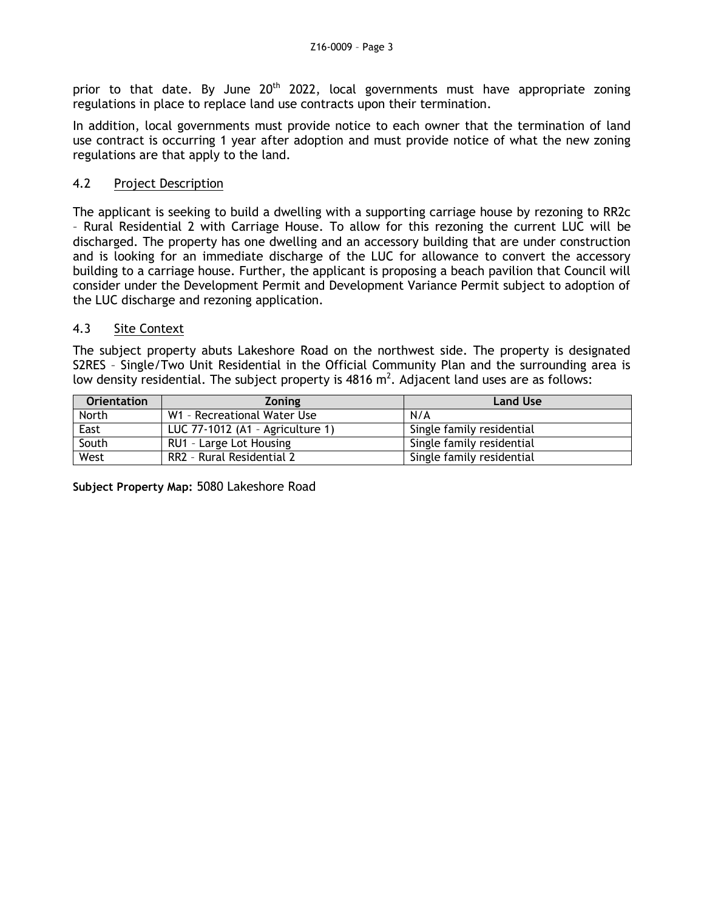prior to that date. By June 20th 2022, local governments must have appropriate zoning regulations in place to replace land use contracts upon their termination.

In addition, local governments must provide notice to each owner that the termination of land use contract is occurring 1 year after adoption and must provide notice of what the new zoning regulations are that apply to the land.

### 4.2 Project Description

The applicant is seeking to build a dwelling with a supporting carriage house by rezoning to RR2c – Rural Residential 2 with Carriage House. To allow for this rezoning the current LUC will be discharged. The property has one dwelling and an accessory building that are under construction and is looking for an immediate discharge of the LUC for allowance to convert the accessory building to a carriage house. Further, the applicant is proposing a beach pavilion that Council will consider under the Development Permit and Development Variance Permit subject to adoption of the LUC discharge and rezoning application.

### 4.3 Site Context

The subject property abuts Lakeshore Road on the northwest side. The property is designated S2RES – Single/Two Unit Residential in the Official Community Plan and the surrounding area is low density residential. The subject property is 4816 m$^2$. Adjacent land uses are as follows:

| Orientation | Zoning | Land Use |
|---|---|---|
| North | W1 – Recreational Water Use | N/A |
| East | LUC 77-1012 (A1 – Agriculture 1) | Single family residential |
| South | RU1 – Large Lot Housing | Single family residential |
| West | RR2 – Rural Residential 2 | Single family residential |

**Subject Property Map:** 5080 Lakeshore Road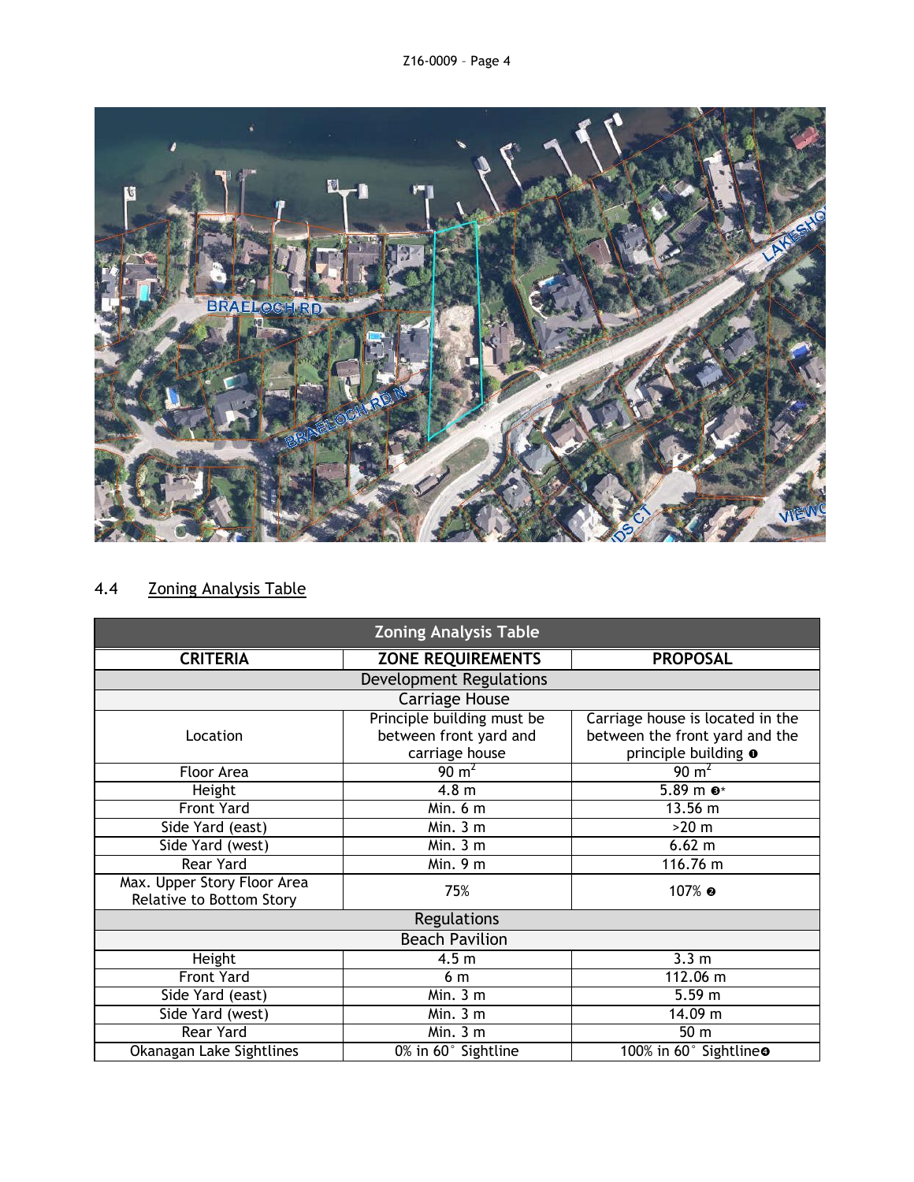## 4.4 Zoning Analysis Table

| Zoning Analysis Table | | |
|---|---|---|
| **CRITERIA** | **ZONE REQUIREMENTS** | **PROPOSAL** |
| Development Regulations | | |
| Carriage House | | |
| Location | Principle building must be between front yard and carriage house | Carriage house is located in the between the front yard and the principle building ❶ |
| Floor Area | 90 $m^2$ | 90 $m^2$ |
| Height | 4.8 m | 5.89 m ❸* |
| Front Yard | Min. 6 m | 13.56 m |
| Side Yard (east) | Min. 3 m | >20 m |
| Side Yard (west) | Min. 3 m | 6.62 m |
| Rear Yard | Min. 9 m | 116.76 m |
| Max. Upper Story Floor Area Relative to Bottom Story | 75% | 107% ❷ |
| Regulations | | |
| Beach Pavilion | | |
| Height | 4.5 m | 3.3 m |
| Front Yard | 6 m | 112.06 m |
| Side Yard (east) | Min. 3 m | 5.59 m |
| Side Yard (west) | Min. 3 m | 14.09 m |
| Rear Yard | Min. 3 m | 50 m |
| Okanagan Lake Sightlines | 0% in 60° Sightline | 100% in 60° Sightline❹ |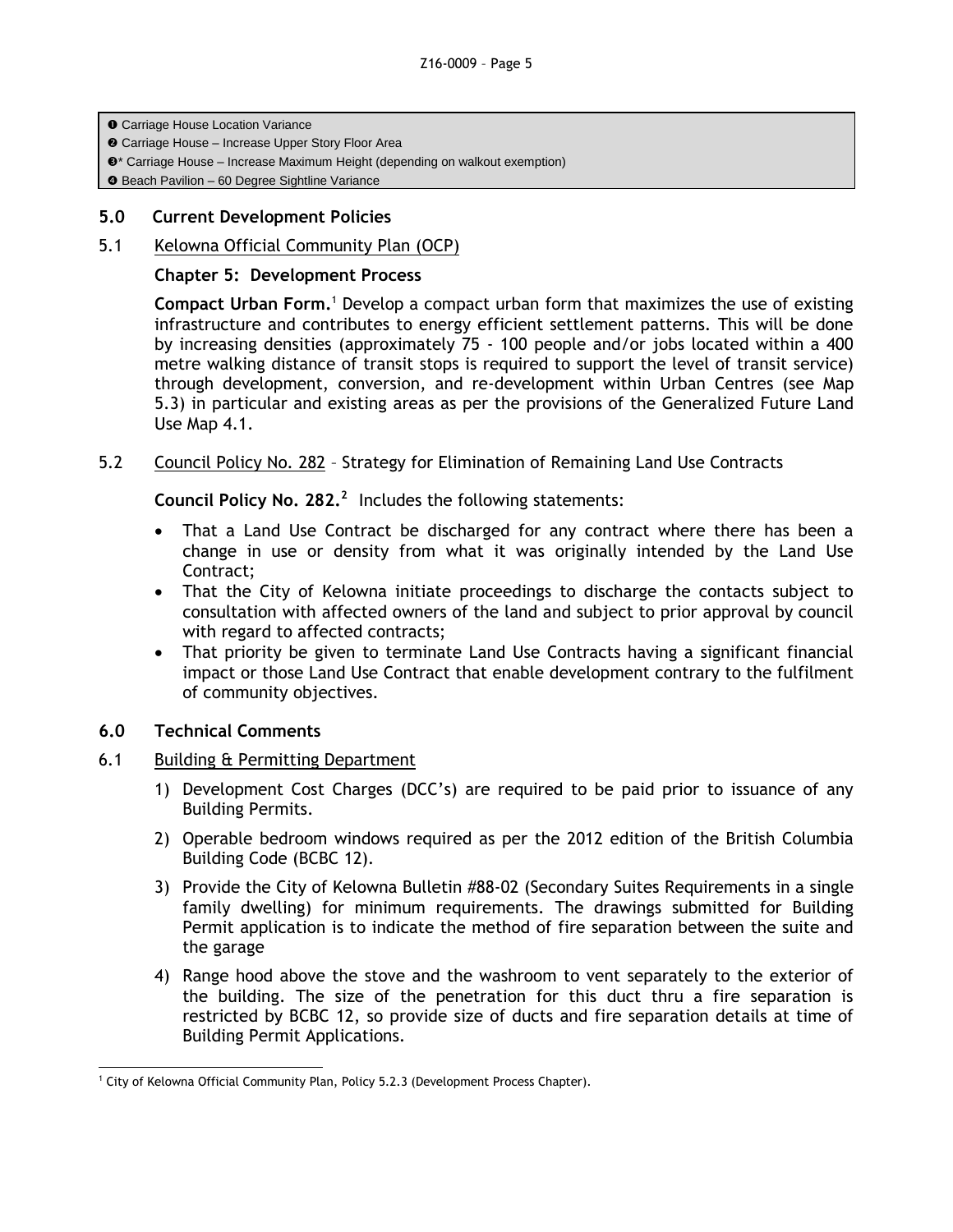❶ Carriage House Location Variance
❷ Carriage House – Increase Upper Story Floor Area
❸* Carriage House – Increase Maximum Height (depending on walkout exemption)
❹ Beach Pavilion – 60 Degree Sightline Variance

## 5.0 Current Development Policies

### 5.1 Kelowna Official Community Plan (OCP)

**Chapter 5: Development Process**

**Compact Urban Form.**[1] Develop a compact urban form that maximizes the use of existing infrastructure and contributes to energy efficient settlement patterns. This will be done by increasing densities (approximately 75 - 100 people and/or jobs located within a 400 metre walking distance of transit stops is required to support the level of transit service) through development, conversion, and re-development within Urban Centres (see Map 5.3) in particular and existing areas as per the provisions of the Generalized Future Land Use Map 4.1.

### 5.2 Council Policy No. 282 – Strategy for Elimination of Remaining Land Use Contracts

**Council Policy No. 282.**[2] Includes the following statements:

- That a Land Use Contract be discharged for any contract where there has been a change in use or density from what it was originally intended by the Land Use Contract;
- That the City of Kelowna initiate proceedings to discharge the contacts subject to consultation with affected owners of the land and subject to prior approval by council with regard to affected contracts;
- That priority be given to terminate Land Use Contracts having a significant financial impact or those Land Use Contract that enable development contrary to the fulfilment of community objectives.

## 6.0 Technical Comments

### 6.1 Building & Permitting Department

1) Development Cost Charges (DCC's) are required to be paid prior to issuance of any Building Permits.
2) Operable bedroom windows required as per the 2012 edition of the British Columbia Building Code (BCBC 12).
3) Provide the City of Kelowna Bulletin #88-02 (Secondary Suites Requirements in a single family dwelling) for minimum requirements. The drawings submitted for Building Permit application is to indicate the method of fire separation between the suite and the garage
4) Range hood above the stove and the washroom to vent separately to the exterior of the building. The size of the penetration for this duct thru a fire separation is restricted by BCBC 12, so provide size of ducts and fire separation details at time of Building Permit Applications.

[1] City of Kelowna Official Community Plan, Policy 5.2.3 (Development Process Chapter).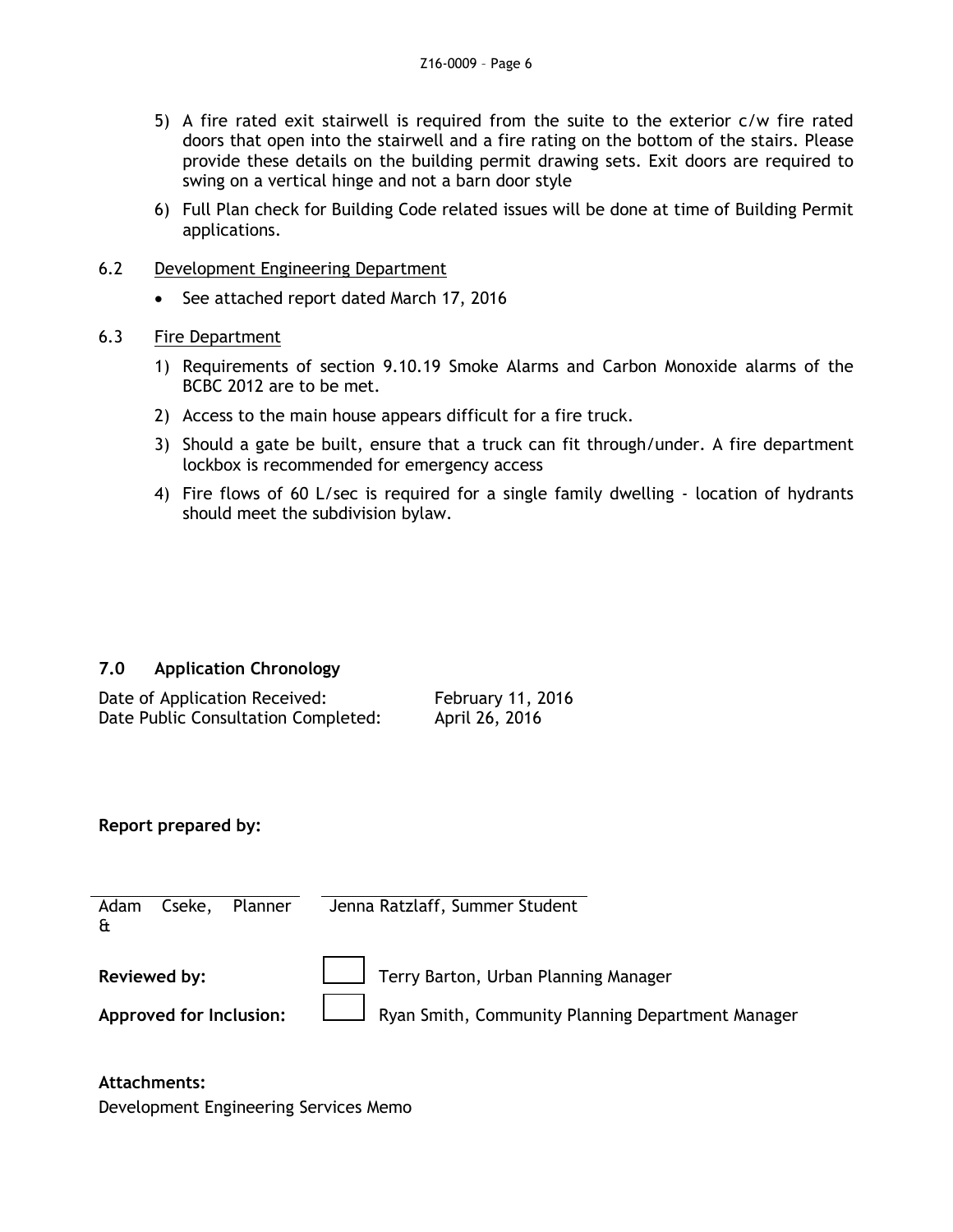5) A fire rated exit stairwell is required from the suite to the exterior c/w fire rated doors that open into the stairwell and a fire rating on the bottom of the stairs. Please provide these details on the building permit drawing sets. Exit doors are required to swing on a vertical hinge and not a barn door style

6) Full Plan check for Building Code related issues will be done at time of Building Permit applications.

6.2 Development Engineering Department

- See attached report dated March 17, 2016

6.3 Fire Department

1) Requirements of section 9.10.19 Smoke Alarms and Carbon Monoxide alarms of the BCBC 2012 are to be met.
2) Access to the main house appears difficult for a fire truck.
3) Should a gate be built, ensure that a truck can fit through/under. A fire department lockbox is recommended for emergency access
4) Fire flows of 60 L/sec is required for a single family dwelling - location of hydrants should meet the subdivision bylaw.

## 7.0 Application Chronology

Date of Application Received: February 11, 2016
Date Public Consultation Completed: April 26, 2016

**Report prepared by:**

Adam Cseke, Planner & Jenna Ratzlaff, Summer Student

**Reviewed by:** Terry Barton, Urban Planning Manager

**Approved for Inclusion:** Ryan Smith, Community Planning Department Manager

**Attachments:**

Development Engineering Services Memo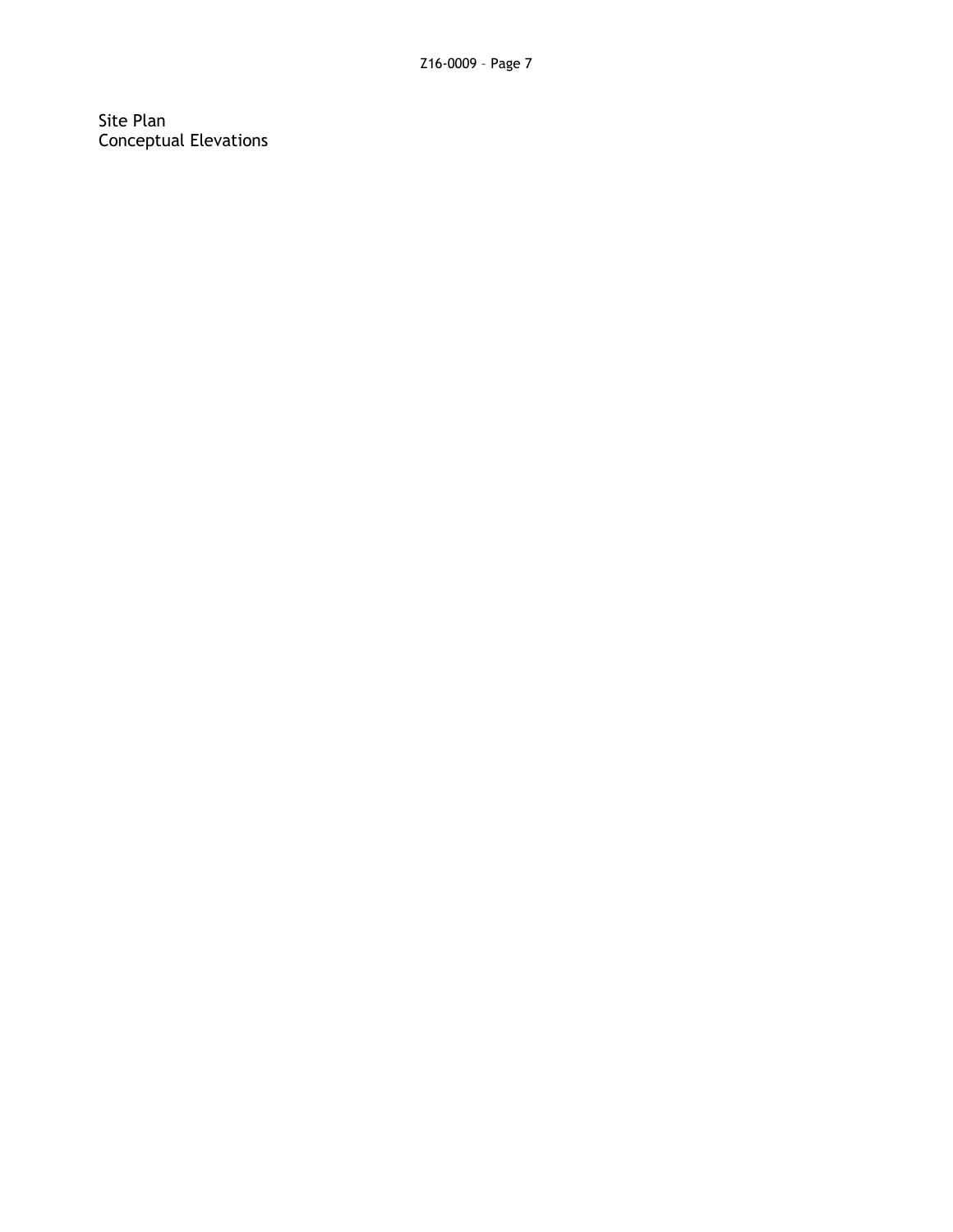Site Plan
Conceptual Elevations